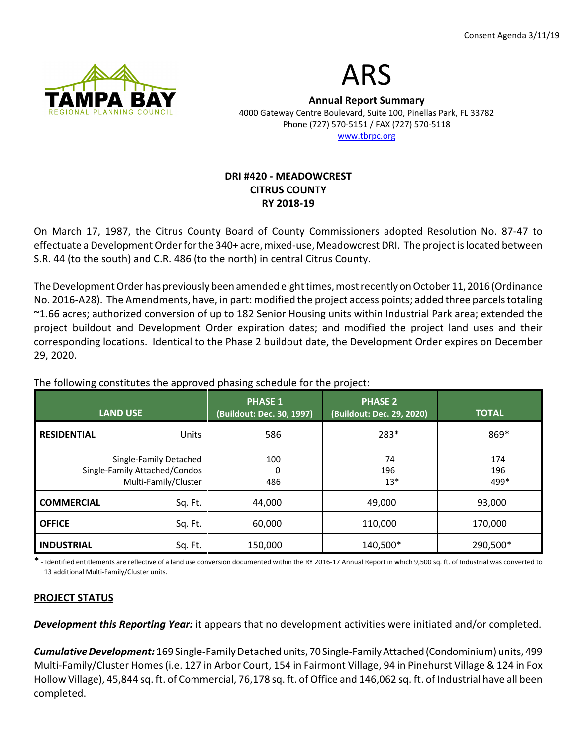Consent Agenda 3/11/19

TAMPA BAY REGIONAL PLANNING COUNCIL

# ARS

**Annual Report Summary**
4000 Gateway Centre Boulevard, Suite 100, Pinellas Park, FL 33782
Phone (727) 570-5151 / FAX (727) 570-5118
www.tbrpc.org

---

**DRI #420 - MEADOWCREST**
**CITRUS COUNTY**
**RY 2018-19**

On March 17, 1987, the Citrus County Board of County Commissioners adopted Resolution No. 87-47 to effectuate a Development Order for the 340± acre, mixed-use, Meadowcrest DRI. The project is located between S.R. 44 (to the south) and C.R. 486 (to the north) in central Citrus County.

The Development Order has previously been amended eight times, most recently on October 11, 2016 (Ordinance No. 2016-A28). The Amendments, have, in part: modified the project access points; added three parcels totaling ~1.66 acres; authorized conversion of up to 182 Senior Housing units within Industrial Park area; extended the project buildout and Development Order expiration dates; and modified the project land uses and their corresponding locations. Identical to the Phase 2 buildout date, the Development Order expires on December 29, 2020.

The following constitutes the approved phasing schedule for the project:

| LAND USE | | PHASE 1 (Buildout: Dec. 30, 1997) | PHASE 2 (Buildout: Dec. 29, 2020) | TOTAL |
|---|---|---|---|---|
| **RESIDENTIAL** | Units | 586 | 283* | 869* |
| | Single-Family Detached | 100 | 74 | 174 |
| | Single-Family Attached/Condos | 0 | 196 | 196 |
| | Multi-Family/Cluster | 486 | 13* | 499* |
| **COMMERCIAL** | Sq. Ft. | 44,000 | 49,000 | 93,000 |
| **OFFICE** | Sq. Ft. | 60,000 | 110,000 | 170,000 |
| **INDUSTRIAL** | Sq. Ft. | 150,000 | 140,500* | 290,500* |

* - Identified entitlements are reflective of a land use conversion documented within the RY 2016-17 Annual Report in which 9,500 sq. ft. of Industrial was converted to 13 additional Multi-Family/Cluster units.

## PROJECT STATUS

***Development this Reporting Year:*** it appears that no development activities were initiated and/or completed.

***Cumulative Development:*** 169 Single-Family Detached units, 70 Single-Family Attached (Condominium) units, 499 Multi-Family/Cluster Homes (i.e. 127 in Arbor Court, 154 in Fairmont Village, 94 in Pinehurst Village & 124 in Fox Hollow Village), 45,844 sq. ft. of Commercial, 76,178 sq. ft. of Office and 146,062 sq. ft. of Industrial have all been completed.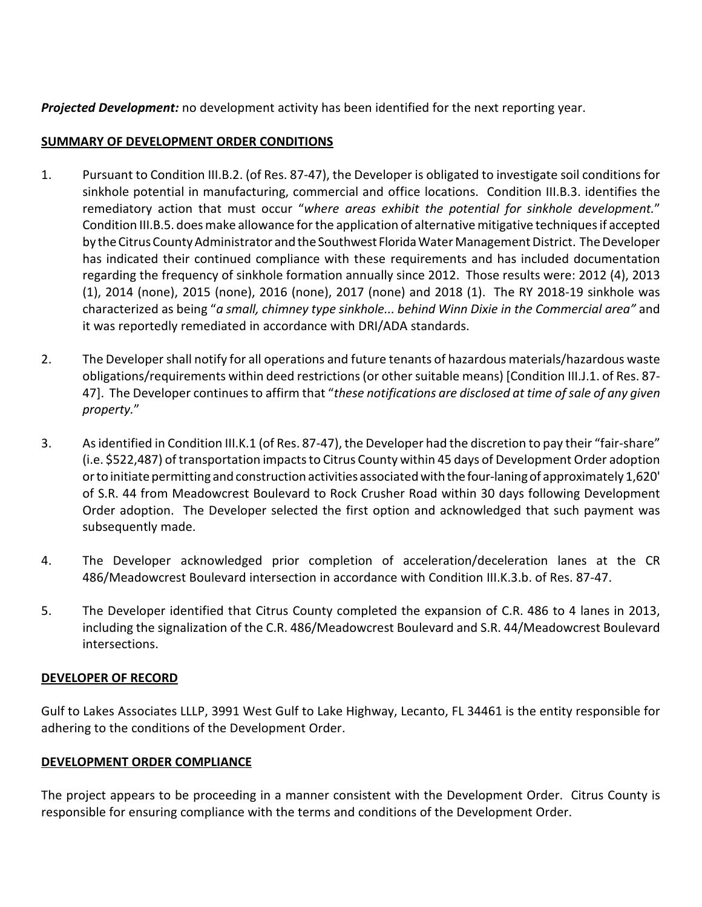***Projected Development:*** no development activity has been identified for the next reporting year.

## SUMMARY OF DEVELOPMENT ORDER CONDITIONS

1. Pursuant to Condition III.B.2. (of Res. 87-47), the Developer is obligated to investigate soil conditions for sinkhole potential in manufacturing, commercial and office locations. Condition III.B.3. identifies the remediatory action that must occur "*where areas exhibit the potential for sinkhole development.*" Condition III.B.5. does make allowance for the application of alternative mitigative techniques if accepted by the Citrus County Administrator and the Southwest Florida Water Management District. The Developer has indicated their continued compliance with these requirements and has included documentation regarding the frequency of sinkhole formation annually since 2012. Those results were: 2012 (4), 2013 (1), 2014 (none), 2015 (none), 2016 (none), 2017 (none) and 2018 (1). The RY 2018-19 sinkhole was characterized as being "*a small, chimney type sinkhole... behind Winn Dixie in the Commercial area"* and it was reportedly remediated in accordance with DRI/ADA standards.

2. The Developer shall notify for all operations and future tenants of hazardous materials/hazardous waste obligations/requirements within deed restrictions (or other suitable means) [Condition III.J.1. of Res. 87-47]. The Developer continues to affirm that "*these notifications are disclosed at time of sale of any given property.*"

3. As identified in Condition III.K.1 (of Res. 87-47), the Developer had the discretion to pay their "fair-share" (i.e. $522,487) of transportation impacts to Citrus County within 45 days of Development Order adoption or to initiate permitting and construction activities associated with the four-laning of approximately 1,620' of S.R. 44 from Meadowcrest Boulevard to Rock Crusher Road within 30 days following Development Order adoption. The Developer selected the first option and acknowledged that such payment was subsequently made.

4. The Developer acknowledged prior completion of acceleration/deceleration lanes at the CR 486/Meadowcrest Boulevard intersection in accordance with Condition III.K.3.b. of Res. 87-47.

5. The Developer identified that Citrus County completed the expansion of C.R. 486 to 4 lanes in 2013, including the signalization of the C.R. 486/Meadowcrest Boulevard and S.R. 44/Meadowcrest Boulevard intersections.

## DEVELOPER OF RECORD

Gulf to Lakes Associates LLLP, 3991 West Gulf to Lake Highway, Lecanto, FL 34461 is the entity responsible for adhering to the conditions of the Development Order.

## DEVELOPMENT ORDER COMPLIANCE

The project appears to be proceeding in a manner consistent with the Development Order. Citrus County is responsible for ensuring compliance with the terms and conditions of the Development Order.